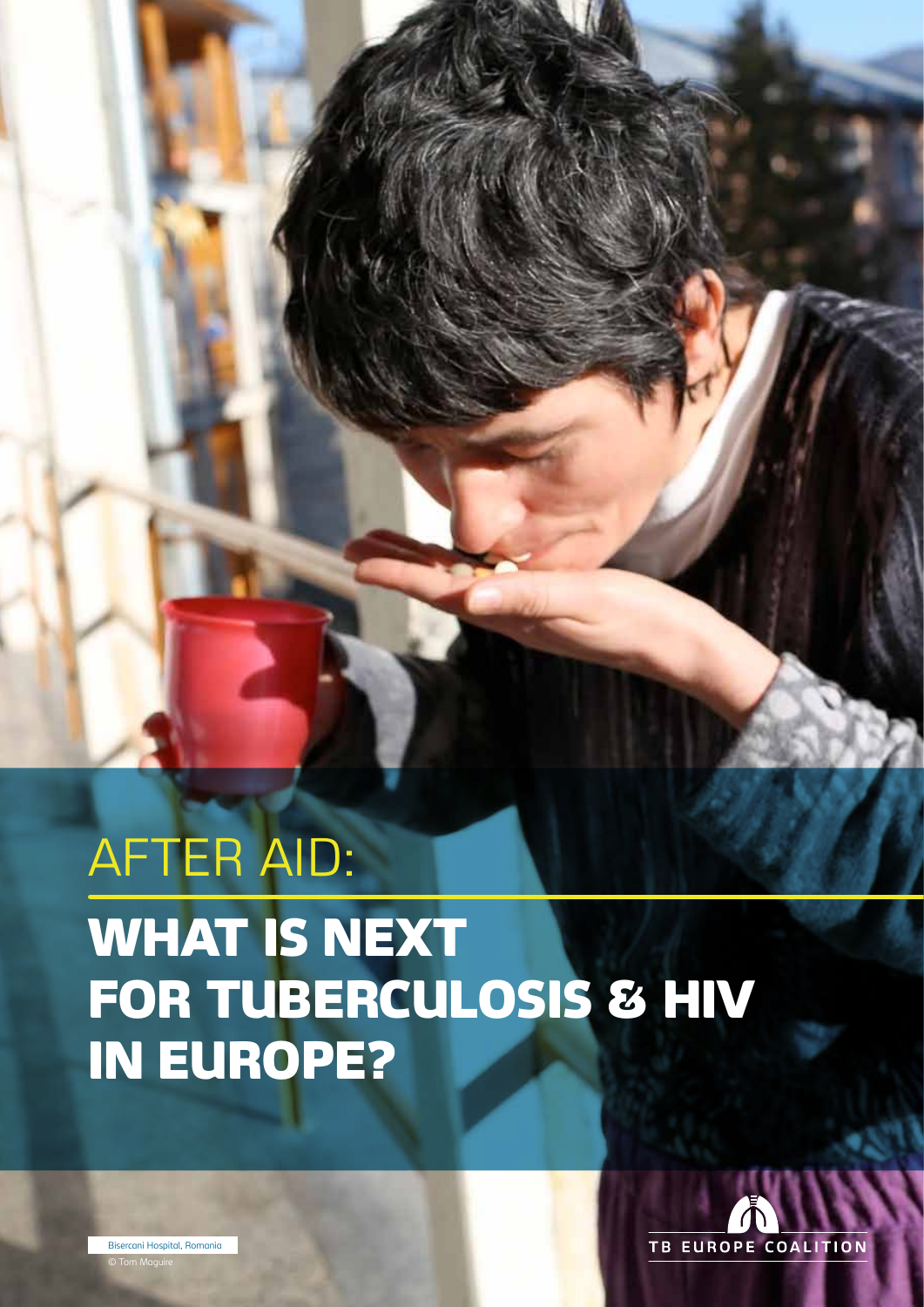# AFTER AID:

# WHAT IS NEXT FOR TUBERCULOSIS & HIV IN EUROPE?

TB EUROPE COALITION

Bisercani Hospital, Romania
© Tom Maguire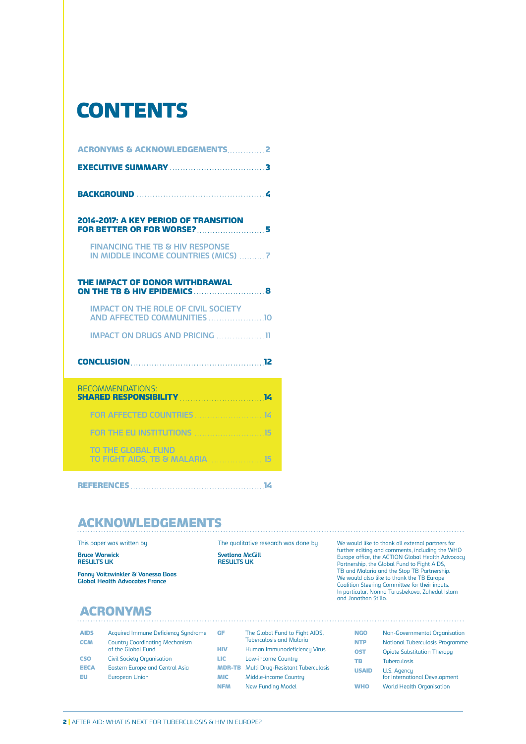# CONTENTS

- ACRONYMS & ACKNOWLEDGEMENTS .............. 2
- EXECUTIVE SUMMARY .............. 3
- BACKGROUND .............. 4
- 2014-2017: A KEY PERIOD OF TRANSITION FOR BETTER OR FOR WORSE? .............. 5
  - FINANCING THE TB & HIV RESPONSE IN MIDDLE INCOME COUNTRIES (MICS) .............. 7
- THE IMPACT OF DONOR WITHDRAWAL ON THE TB & HIV EPIDEMICS .............. 8
  - IMPACT ON THE ROLE OF CIVIL SOCIETY AND AFFECTED COMMUNITIES .............. 10
  - IMPACT ON DRUGS AND PRICING .............. 11
- CONCLUSION .............. 12
- RECOMMENDATIONS: SHARED RESPONSIBILITY .............. 14
  - FOR AFFECTED COUNTRIES .............. 14
  - FOR THE EU INSTITUTIONS .............. 15
  - TO THE GLOBAL FUND TO FIGHT AIDS, TB & MALARIA .............. 15
- REFERENCES .............. 14

## ACKNOWLEDGEMENTS

This paper was written by

**Bruce Warwick**
**RESULTS UK**

**Fanny Voitzwinkler & Vanessa Boas**
**Global Health Advocates France**

The qualitative research was done by

**Svetlana McGill**
**RESULTS UK**

We would like to thank all external partners for further editing and comments, including the WHO Europe office, the ACTION Global Health Advocacy Partnership, the Global Fund to Fight AIDS, TB and Malaria and the Stop TB Partnership. We would also like to thank the TB Europe Coalition Steering Committee for their inputs. In particular, Nonna Turusbekova, Zahedul Islam and Jonathan Stillo.

## ACRONYMS

| | |
|---|---|
| **AIDS** | Acquired Immune Deficiency Syndrome |
| **CCM** | Country Coordinating Mechanism of the Global Fund |
| **CSO** | Civil Society Organisation |
| **EECA** | Eastern Europe and Central Asia |
| **EU** | European Union |
| **GF** | The Global Fund to Fight AIDS, Tuberculosis and Malaria |
| **HIV** | Human Immunodeficiency Virus |
| **LIC** | Low-income Country |
| **MDR-TB** | Multi Drug-Resistant Tuberculosis |
| **MIC** | Middle-income Country |
| **NFM** | New Funding Model |
| **NGO** | Non-Governmental Organisation |
| **NTP** | National Tuberculosis Programme |
| **OST** | Opiate Substitution Therapy |
| **TB** | Tuberculosis |
| **USAID** | U.S. Agency for International Development |
| **WHO** | World Health Organisation |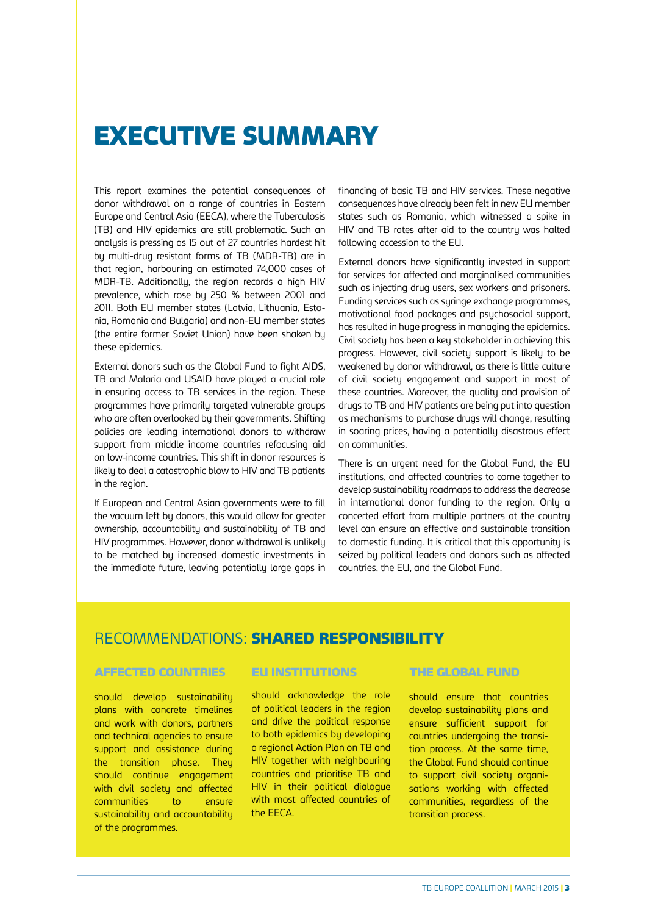# EXECUTIVE SUMMARY

This report examines the potential consequences of donor withdrawal on a range of countries in Eastern Europe and Central Asia (EECA), where the Tuberculosis (TB) and HIV epidemics are still problematic. Such an analysis is pressing as 15 out of 27 countries hardest hit by multi-drug resistant forms of TB (MDR-TB) are in that region, harbouring an estimated 74,000 cases of MDR-TB. Additionally, the region records a high HIV prevalence, which rose by 250 % between 2001 and 2011. Both EU member states (Latvia, Lithuania, Estonia, Romania and Bulgaria) and non-EU member states (the entire former Soviet Union) have been shaken by these epidemics.

External donors such as the Global Fund to fight AIDS, TB and Malaria and USAID have played a crucial role in ensuring access to TB services in the region. These programmes have primarily targeted vulnerable groups who are often overlooked by their governments. Shifting policies are leading international donors to withdraw support from middle income countries refocusing aid on low-income countries. This shift in donor resources is likely to deal a catastrophic blow to HIV and TB patients in the region.

If European and Central Asian governments were to fill the vacuum left by donors, this would allow for greater ownership, accountability and sustainability of TB and HIV programmes. However, donor withdrawal is unlikely to be matched by increased domestic investments in the immediate future, leaving potentially large gaps in financing of basic TB and HIV services. These negative consequences have already been felt in new EU member states such as Romania, which witnessed a spike in HIV and TB rates after aid to the country was halted following accession to the EU.

External donors have significantly invested in support for services for affected and marginalised communities such as injecting drug users, sex workers and prisoners. Funding services such as syringe exchange programmes, motivational food packages and psychosocial support, has resulted in huge progress in managing the epidemics. Civil society has been a key stakeholder in achieving this progress. However, civil society support is likely to be weakened by donor withdrawal, as there is little culture of civil society engagement and support in most of these countries. Moreover, the quality and provision of drugs to TB and HIV patients are being put into question as mechanisms to purchase drugs will change, resulting in soaring prices, having a potentially disastrous effect on communities.

There is an urgent need for the Global Fund, the EU institutions, and affected countries to come together to develop sustainability roadmaps to address the decrease in international donor funding to the region. Only a concerted effort from multiple partners at the country level can ensure an effective and sustainable transition to domestic funding. It is critical that this opportunity is seized by political leaders and donors such as affected countries, the EU, and the Global Fund.

## RECOMMENDATIONS: **SHARED RESPONSIBILITY**

### AFFECTED COUNTRIES

should develop sustainability plans with concrete timelines and work with donors, partners and technical agencies to ensure support and assistance during the transition phase. They should continue engagement with civil society and affected communities to ensure sustainability and accountability of the programmes.

### EU INSTITUTIONS

should acknowledge the role of political leaders in the region and drive the political response to both epidemics by developing a regional Action Plan on TB and HIV together with neighbouring countries and prioritise TB and HIV in their political dialogue with most affected countries of the EECA.

### THE GLOBAL FUND

should ensure that countries develop sustainability plans and ensure sufficient support for countries undergoing the transition process. At the same time, the Global Fund should continue to support civil society organisations working with affected communities, regardless of the transition process.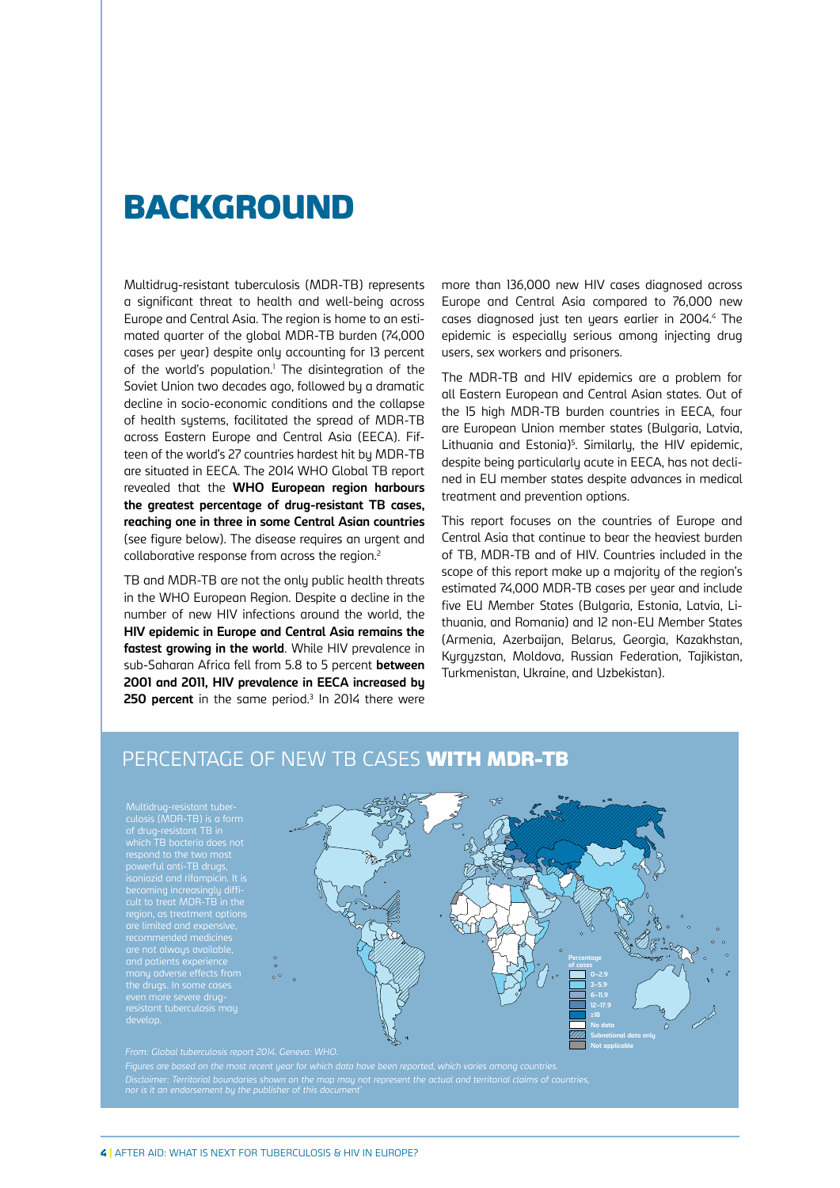# BACKGROUND

Multidrug-resistant tuberculosis (MDR-TB) represents a significant threat to health and well-being across Europe and Central Asia. The region is home to an estimated quarter of the global MDR-TB burden (74,000 cases per year) despite only accounting for 13 percent of the world's population.[1] The disintegration of the Soviet Union two decades ago, followed by a dramatic decline in socio-economic conditions and the collapse of health systems, facilitated the spread of MDR-TB across Eastern Europe and Central Asia (EECA). Fifteen of the world's 27 countries hardest hit by MDR-TB are situated in EECA. The 2014 WHO Global TB report revealed that the **WHO European region harbours the greatest percentage of drug-resistant TB cases, reaching one in three in some Central Asian countries** (see figure below). The disease requires an urgent and collaborative response from across the region.[2]

TB and MDR-TB are not the only public health threats in the WHO European Region. Despite a decline in the number of new HIV infections around the world, the **HIV epidemic in Europe and Central Asia remains the fastest growing in the world**. While HIV prevalence in sub-Saharan Africa fell from 5.8 to 5 percent **between 2001 and 2011, HIV prevalence in EECA increased by 250 percent** in the same period.[3] In 2014 there were more than 136,000 new HIV cases diagnosed across Europe and Central Asia compared to 76,000 new cases diagnosed just ten years earlier in 2004.[4] The epidemic is especially serious among injecting drug users, sex workers and prisoners.

The MDR-TB and HIV epidemics are a problem for all Eastern European and Central Asian states. Out of the 15 high MDR-TB burden countries in EECA, four are European Union member states (Bulgaria, Latvia, Lithuania and Estonia)[5]. Similarly, the HIV epidemic, despite being particularly acute in EECA, has not declined in EU member states despite advances in medical treatment and prevention options.

This report focuses on the countries of Europe and Central Asia that continue to bear the heaviest burden of TB, MDR-TB and of HIV. Countries included in the scope of this report make up a majority of the region's estimated 74,000 MDR-TB cases per year and include five EU Member States (Bulgaria, Estonia, Latvia, Lithuania, and Romania) and 12 non-EU Member States (Armenia, Azerbaijan, Belarus, Georgia, Kazakhstan, Kyrgyzstan, Moldova, Russian Federation, Tajikistan, Turkmenistan, Ukraine, and Uzbekistan).

## PERCENTAGE OF NEW TB CASES **WITH MDR-TB**

Multidrug-resistant tuberculosis (MDR-TB) is a form of drug-resistant TB in which TB bacteria does not respond to the two most powerful anti-TB drugs, isoniazid and rifampicin. It is becoming increasingly difficult to treat MDR-TB in the region, as treatment options are limited and expensive, recommended medicines are not always available, and patients experience many adverse effects from the drugs. In some cases even more severe drug-resistant tuberculosis may develop.

Percentage of cases: 0–2.9; 3–5.9; 6–11.9; 12–17.9; ≥18; No data; Subnational data only; Not applicable

*From: Global tuberculosis report 2014. Geneva: WHO.*

*Figures are based on the most recent year for which data have been reported, which varies among countries.*

*Disclaimer: Territorial boundaries shown on the map may not represent the actual and territorial claims of countries, nor is it an endorsement by the publisher of this document'*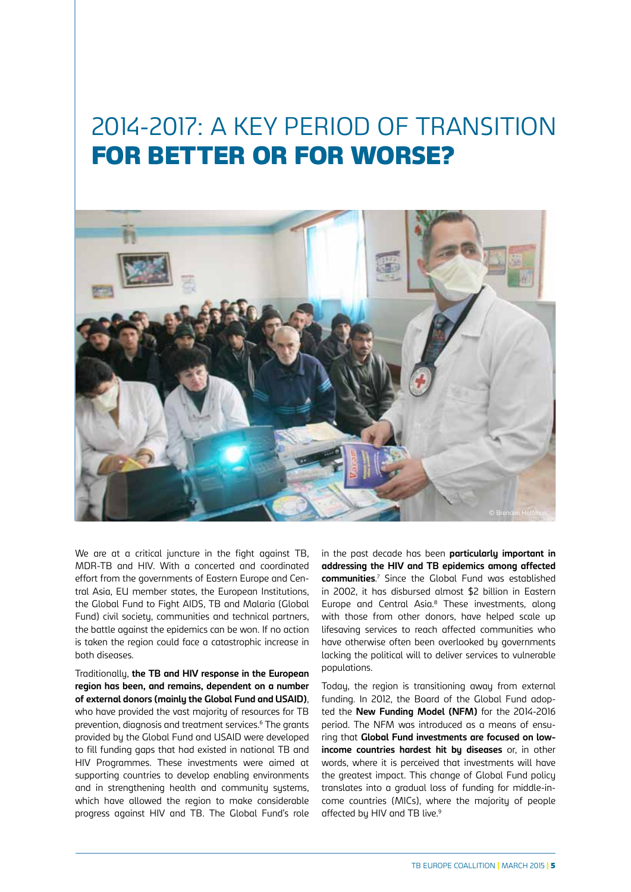# 2014-2017: A KEY PERIOD OF TRANSITION **FOR BETTER OR FOR WORSE?**

We are at a critical juncture in the fight against TB, MDR-TB and HIV. With a concerted and coordinated effort from the governments of Eastern Europe and Central Asia, EU member states, the European Institutions, the Global Fund to Fight AIDS, TB and Malaria (Global Fund) civil society, communities and technical partners, the battle against the epidemics can be won. If no action is taken the region could face a catastrophic increase in both diseases.

Traditionally, **the TB and HIV response in the European region has been, and remains, dependent on a number of external donors (mainly the Global Fund and USAID)**, who have provided the vast majority of resources for TB prevention, diagnosis and treatment services.[6] The grants provided by the Global Fund and USAID were developed to fill funding gaps that had existed in national TB and HIV Programmes. These investments were aimed at supporting countries to develop enabling environments and in strengthening health and community systems, which have allowed the region to make considerable progress against HIV and TB. The Global Fund's role in the past decade has been **particularly important in addressing the HIV and TB epidemics among affected communities**.[7] Since the Global Fund was established in 2002, it has disbursed almost $2 billion in Eastern Europe and Central Asia.[8] These investments, along with those from other donors, have helped scale up lifesaving services to reach affected communities who have otherwise often been overlooked by governments lacking the political will to deliver services to vulnerable populations.

Today, the region is transitioning away from external funding. In 2012, the Board of the Global Fund adopted the **New Funding Model (NFM)** for the 2014-2016 period. The NFM was introduced as a means of ensuring that **Global Fund investments are focused on low-income countries hardest hit by diseases** or, in other words, where it is perceived that investments will have the greatest impact. This change of Global Fund policy translates into a gradual loss of funding for middle-income countries (MICs), where the majority of people affected by HIV and TB live.[9]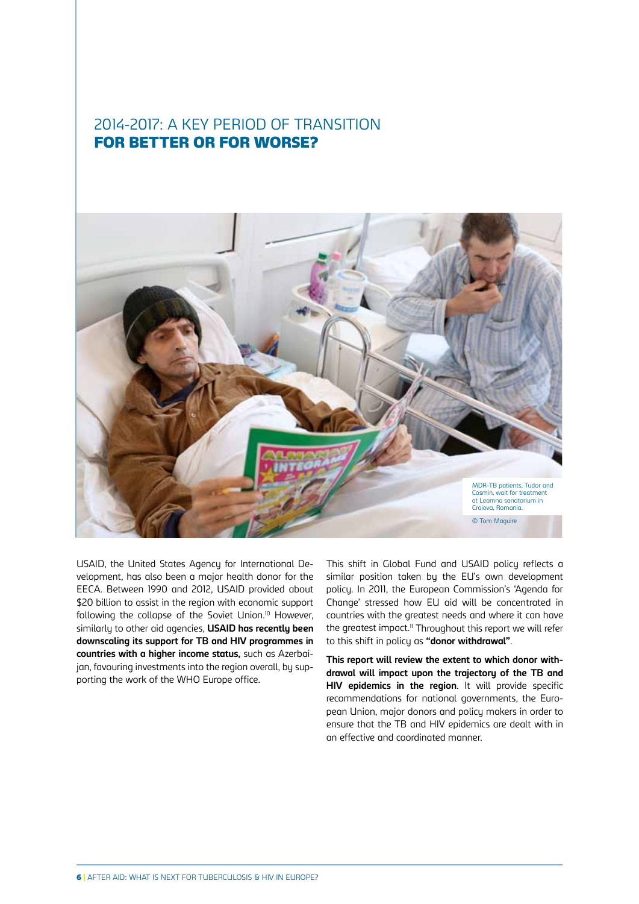# 2014-2017: A KEY PERIOD OF TRANSITION **FOR BETTER OR FOR WORSE?**

MDR-TB patients, Tudor and Cosmin, wait for treatment at Leamna sanatorium in Craiova, Romania.

© Tom Maguire

USAID, the United States Agency for International Development, has also been a major health donor for the EECA. Between 1990 and 2012, USAID provided about $20 billion to assist in the region with economic support following the collapse of the Soviet Union.[10] However, similarly to other aid agencies, **USAID has recently been downscaling its support for TB and HIV programmes in countries with a higher income status,** such as Azerbaijan, favouring investments into the region overall, by supporting the work of the WHO Europe office.

This shift in Global Fund and USAID policy reflects a similar position taken by the EU's own development policy. In 2011, the European Commission's 'Agenda for Change' stressed how EU aid will be concentrated in countries with the greatest needs and where it can have the greatest impact.[11] Throughout this report we will refer to this shift in policy as **"donor withdrawal"**.

**This report will review the extent to which donor withdrawal will impact upon the trajectory of the TB and HIV epidemics in the region**. It will provide specific recommendations for national governments, the European Union, major donors and policy makers in order to ensure that the TB and HIV epidemics are dealt with in an effective and coordinated manner.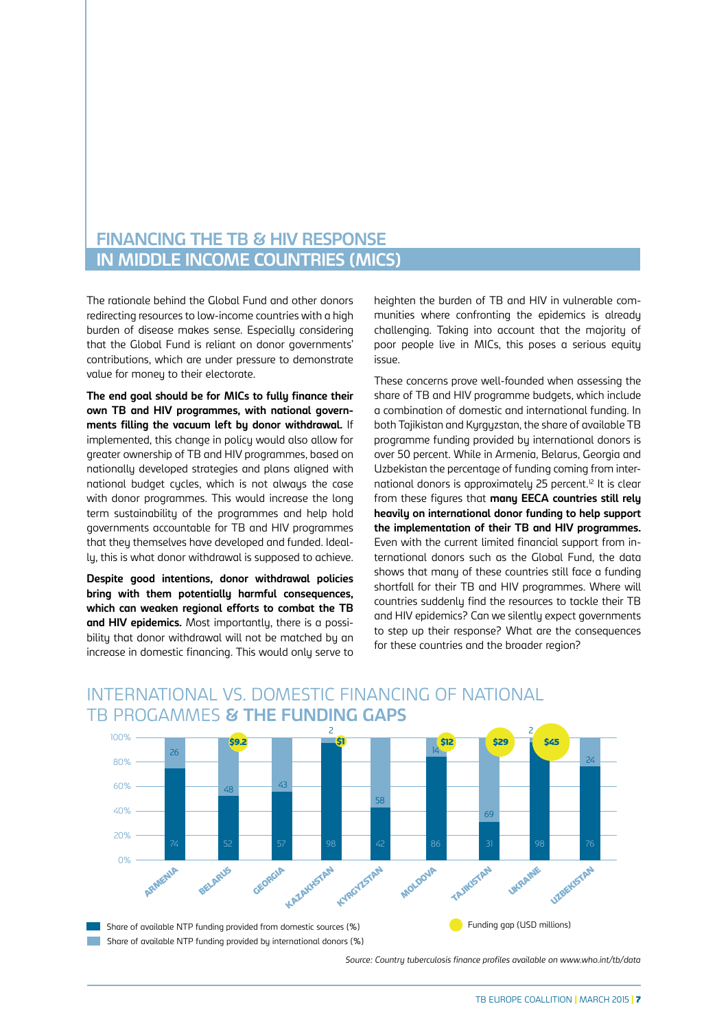## FINANCING THE TB & HIV RESPONSE IN MIDDLE INCOME COUNTRIES (MICS)

The rationale behind the Global Fund and other donors redirecting resources to low-income countries with a high burden of disease makes sense. Especially considering that the Global Fund is reliant on donor governments' contributions, which are under pressure to demonstrate value for money to their electorate.

**The end goal should be for MICs to fully finance their own TB and HIV programmes, with national governments filling the vacuum left by donor withdrawal.** If implemented, this change in policy would also allow for greater ownership of TB and HIV programmes, based on nationally developed strategies and plans aligned with national budget cycles, which is not always the case with donor programmes. This would increase the long term sustainability of the programmes and help hold governments accountable for TB and HIV programmes that they themselves have developed and funded. Ideally, this is what donor withdrawal is supposed to achieve.

**Despite good intentions, donor withdrawal policies bring with them potentially harmful consequences, which can weaken regional efforts to combat the TB and HIV epidemics.** Most importantly, there is a possibility that donor withdrawal will not be matched by an increase in domestic financing. This would only serve to heighten the burden of TB and HIV in vulnerable communities where confronting the epidemics is already challenging. Taking into account that the majority of poor people live in MICs, this poses a serious equity issue.

These concerns prove well-founded when assessing the share of TB and HIV programme budgets, which include a combination of domestic and international funding. In both Tajikistan and Kyrgyzstan, the share of available TB programme funding provided by international donors is over 50 percent. While in Armenia, Belarus, Georgia and Uzbekistan the percentage of funding coming from international donors is approximately 25 percent.[12] It is clear from these figures that **many EECA countries still rely heavily on international donor funding to help support the implementation of their TB and HIV programmes.** Even with the current limited financial support from international donors such as the Global Fund, the data shows that many of these countries still face a funding shortfall for their TB and HIV programmes. Where will countries suddenly find the resources to tackle their TB and HIV epidemics? Can we silently expect governments to step up their response? What are the consequences for these countries and the broader region?

## INTERNATIONAL VS. DOMESTIC FINANCING OF NATIONAL TB PROGAMMES **& THE FUNDING GAPS**

| Country | Share of available NTP funding provided from domestic sources (%) | Share of available NTP funding provided by international donors (%) | Funding gap (USD millions) |
|---|---|---|---|
| Armenia | 74 | 26 | |
| Belarus | 52 | 48 | $9.2 |
| Georgia | 57 | 43 | |
| Kazakhstan | 98 | 2 | $1 |
| Kyrgyzstan | 42 | 58 | |
| Moldova | 86 | 14 | $12 |
| Tajikistan | 31 | 69 | $29 |
| Ukraine | 98 | 2 | $45 |
| Uzbekistan | 76 | 24 | |

*Source: Country tuberculosis finance profiles available on www.who.int/tb/data*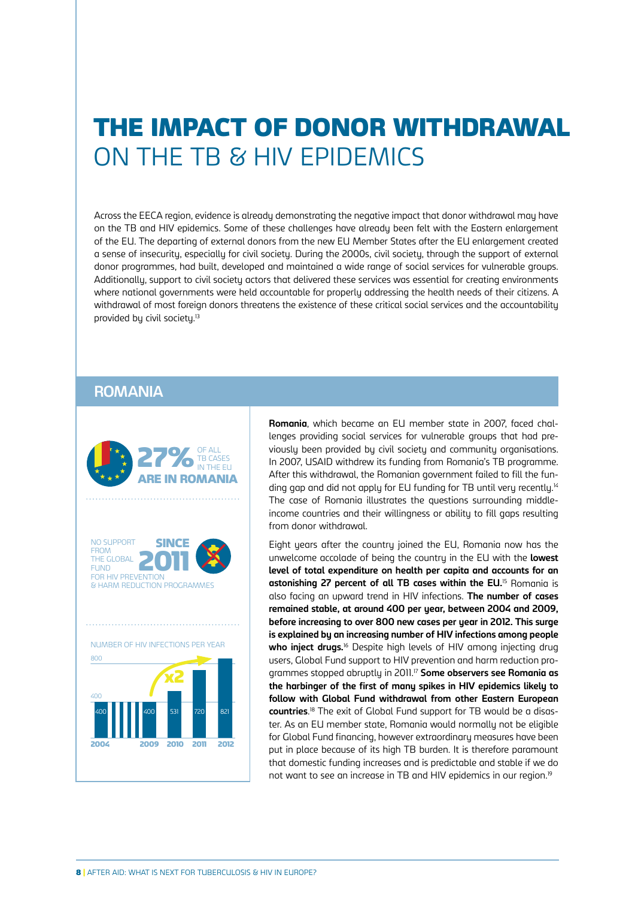# THE IMPACT OF DONOR WITHDRAWAL ON THE TB & HIV EPIDEMICS

Across the EECA region, evidence is already demonstrating the negative impact that donor withdrawal may have on the TB and HIV epidemics. Some of these challenges have already been felt with the Eastern enlargement of the EU. The departing of external donors from the new EU Member States after the EU enlargement created a sense of insecurity, especially for civil society. During the 2000s, civil society, through the support of external donor programmes, had built, developed and maintained a wide range of social services for vulnerable groups. Additionally, support to civil society actors that delivered these services was essential for creating environments where national governments were held accountable for properly addressing the health needs of their citizens. A withdrawal of most foreign donors threatens the existence of these critical social services and the accountability provided by civil society.[13]

## ROMANIA

**27%** OF ALL TB CASES IN THE EU **ARE IN ROMANIA**

NO SUPPORT FROM THE GLOBAL FUND FOR HIV PREVENTION & HARM REDUCTION PROGRAMMES **SINCE 2011**

NUMBER OF HIV INFECTIONS PER YEAR

| Year | HIV infections |
|---|---|
| 2004 | 400 |
| 2009 | 400 |
| 2010 | 531 |
| 2011 | 720 |
| 2012 | 821 |

x2

**Romania**, which became an EU member state in 2007, faced challenges providing social services for vulnerable groups that had previously been provided by civil society and community organisations. In 2007, USAID withdrew its funding from Romania's TB programme. After this withdrawal, the Romanian government failed to fill the funding gap and did not apply for EU funding for TB until very recently.[14] The case of Romania illustrates the questions surrounding middle-income countries and their willingness or ability to fill gaps resulting from donor withdrawal.

Eight years after the country joined the EU, Romania now has the unwelcome accolade of being the country in the EU with the **lowest level of total expenditure on health per capita and accounts for an astonishing 27 percent of all TB cases within the EU.**[15] Romania is also facing an upward trend in HIV infections. **The number of cases remained stable, at around 400 per year, between 2004 and 2009, before increasing to over 800 new cases per year in 2012. This surge is explained by an increasing number of HIV infections among people who inject drugs.**[16] Despite high levels of HIV among injecting drug users, Global Fund support to HIV prevention and harm reduction programmes stopped abruptly in 2011.[17] **Some observers see Romania as the harbinger of the first of many spikes in HIV epidemics likely to follow with Global Fund withdrawal from other Eastern European countries**.[18] The exit of Global Fund support for TB would be a disaster. As an EU member state, Romania would normally not be eligible for Global Fund financing, however extraordinary measures have been put in place because of its high TB burden. It is therefore paramount that domestic funding increases and is predictable and stable if we do not want to see an increase in TB and HIV epidemics in our region.[19]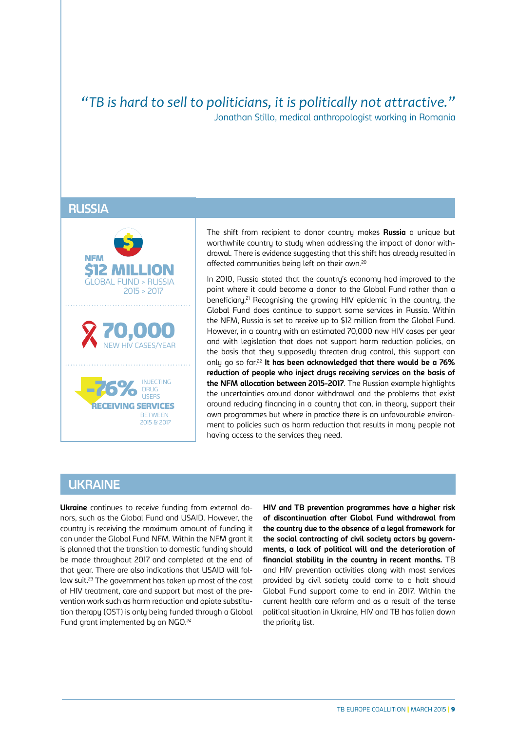*"TB is hard to sell to politicians, it is politically not attractive."*
Jonathan Stillo, medical anthropologist working in Romania

## RUSSIA

NFM
**$12 MILLION**
GLOBAL FUND > RUSSIA
2015 > 2017

**70,000**
NEW HIV CASES/YEAR

**-76%** INJECTING DRUG USERS
**RECEIVING SERVICES**
BETWEEN 2015 & 2017

The shift from recipient to donor country makes **Russia** a unique but worthwhile country to study when addressing the impact of donor withdrawal. There is evidence suggesting that this shift has already resulted in affected communities being left on their own.[20]

In 2010, Russia stated that the country's economy had improved to the point where it could become a donor to the Global Fund rather than a beneficiary.[21] Recognising the growing HIV epidemic in the country, the Global Fund does continue to support some services in Russia. Within the NFM, Russia is set to receive up to $12 million from the Global Fund. However, in a country with an estimated 70,000 new HIV cases per year and with legislation that does not support harm reduction policies, on the basis that they supposedly threaten drug control, this support can only go so far.[22] **It has been acknowledged that there would be a 76% reduction of people who inject drugs receiving services on the basis of the NFM allocation between 2015-2017**. The Russian example highlights the uncertainties around donor withdrawal and the problems that exist around reducing financing in a country that can, in theory, support their own programmes but where in practice there is an unfavourable environment to policies such as harm reduction that results in many people not having access to the services they need.

## UKRAINE

**Ukraine** continues to receive funding from external donors, such as the Global Fund and USAID. However, the country is receiving the maximum amount of funding it can under the Global Fund NFM. Within the NFM grant it is planned that the transition to domestic funding should be made throughout 2017 and completed at the end of that year. There are also indications that USAID will follow suit.[23] The government has taken up most of the cost of HIV treatment, care and support but most of the prevention work such as harm reduction and opiate substitution therapy (OST) is only being funded through a Global Fund grant implemented by an NGO.[24]

**HIV and TB prevention programmes have a higher risk of discontinuation after Global Fund withdrawal from the country due to the absence of a legal framework for the social contracting of civil society actors by governments, a lack of political will and the deterioration of financial stability in the country in recent months.** TB and HIV prevention activities along with most services provided by civil society could come to a halt should Global Fund support come to end in 2017. Within the current health care reform and as a result of the tense political situation in Ukraine, HIV and TB has fallen down the priority list.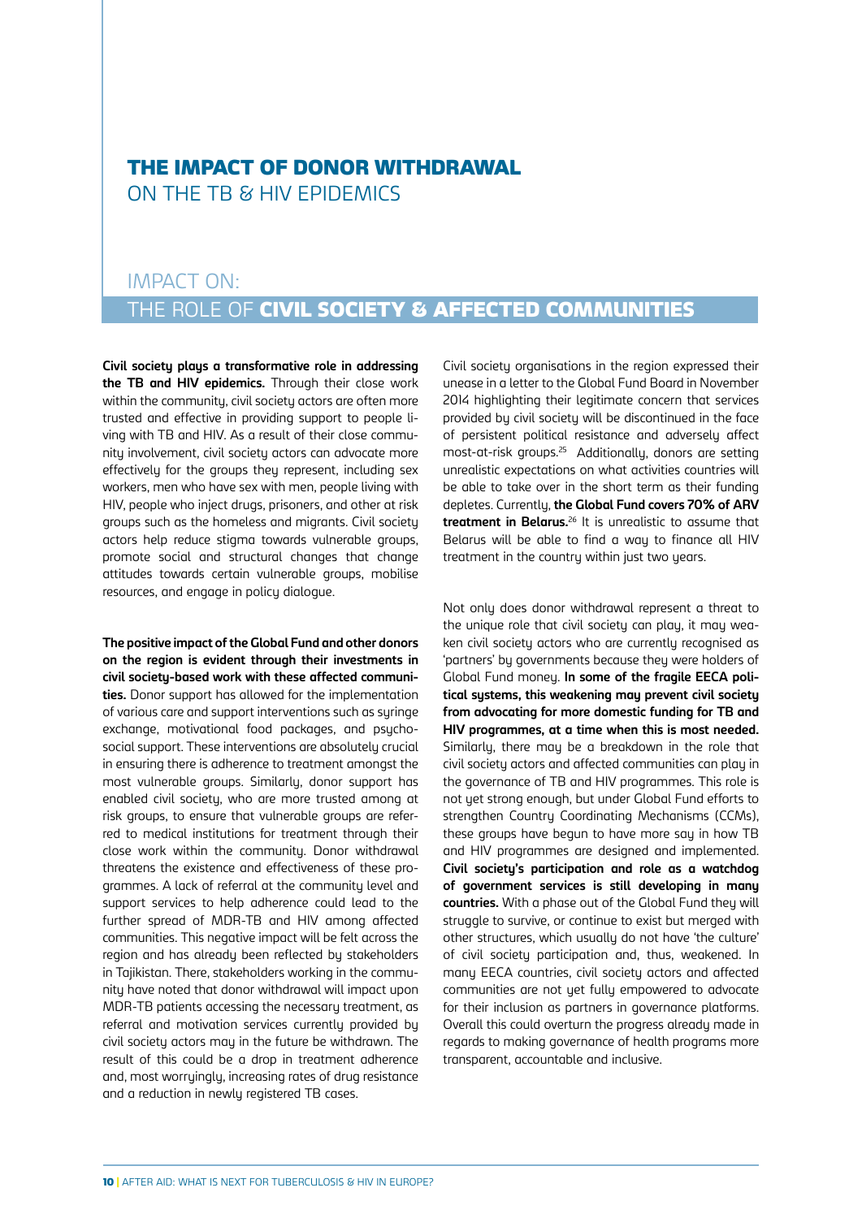# THE IMPACT OF DONOR WITHDRAWAL ON THE TB & HIV EPIDEMICS

## IMPACT ON: THE ROLE OF CIVIL SOCIETY & AFFECTED COMMUNITIES

**Civil society plays a transformative role in addressing the TB and HIV epidemics.** Through their close work within the community, civil society actors are often more trusted and effective in providing support to people living with TB and HIV. As a result of their close community involvement, civil society actors can advocate more effectively for the groups they represent, including sex workers, men who have sex with men, people living with HIV, people who inject drugs, prisoners, and other at risk groups such as the homeless and migrants. Civil society actors help reduce stigma towards vulnerable groups, promote social and structural changes that change attitudes towards certain vulnerable groups, mobilise resources, and engage in policy dialogue.

**The positive impact of the Global Fund and other donors on the region is evident through their investments in civil society-based work with these affected communities.** Donor support has allowed for the implementation of various care and support interventions such as syringe exchange, motivational food packages, and psychosocial support. These interventions are absolutely crucial in ensuring there is adherence to treatment amongst the most vulnerable groups. Similarly, donor support has enabled civil society, who are more trusted among at risk groups, to ensure that vulnerable groups are referred to medical institutions for treatment through their close work within the community. Donor withdrawal threatens the existence and effectiveness of these programmes. A lack of referral at the community level and support services to help adherence could lead to the further spread of MDR-TB and HIV among affected communities. This negative impact will be felt across the region and has already been reflected by stakeholders in Tajikistan. There, stakeholders working in the community have noted that donor withdrawal will impact upon MDR-TB patients accessing the necessary treatment, as referral and motivation services currently provided by civil society actors may in the future be withdrawn. The result of this could be a drop in treatment adherence and, most worryingly, increasing rates of drug resistance and a reduction in newly registered TB cases.

Civil society organisations in the region expressed their unease in a letter to the Global Fund Board in November 2014 highlighting their legitimate concern that services provided by civil society will be discontinued in the face of persistent political resistance and adversely affect most-at-risk groups.[25] Additionally, donors are setting unrealistic expectations on what activities countries will be able to take over in the short term as their funding depletes. Currently, **the Global Fund covers 70% of ARV treatment in Belarus.**[26] It is unrealistic to assume that Belarus will be able to find a way to finance all HIV treatment in the country within just two years.

Not only does donor withdrawal represent a threat to the unique role that civil society can play, it may weaken civil society actors who are currently recognised as 'partners' by governments because they were holders of Global Fund money. **In some of the fragile EECA political systems, this weakening may prevent civil society from advocating for more domestic funding for TB and HIV programmes, at a time when this is most needed.** Similarly, there may be a breakdown in the role that civil society actors and affected communities can play in the governance of TB and HIV programmes. This role is not yet strong enough, but under Global Fund efforts to strengthen Country Coordinating Mechanisms (CCMs), these groups have begun to have more say in how TB and HIV programmes are designed and implemented. **Civil society's participation and role as a watchdog of government services is still developing in many countries.** With a phase out of the Global Fund they will struggle to survive, or continue to exist but merged with other structures, which usually do not have 'the culture' of civil society participation and, thus, weakened. In many EECA countries, civil society actors and affected communities are not yet fully empowered to advocate for their inclusion as partners in governance platforms. Overall this could overturn the progress already made in regards to making governance of health programs more transparent, accountable and inclusive.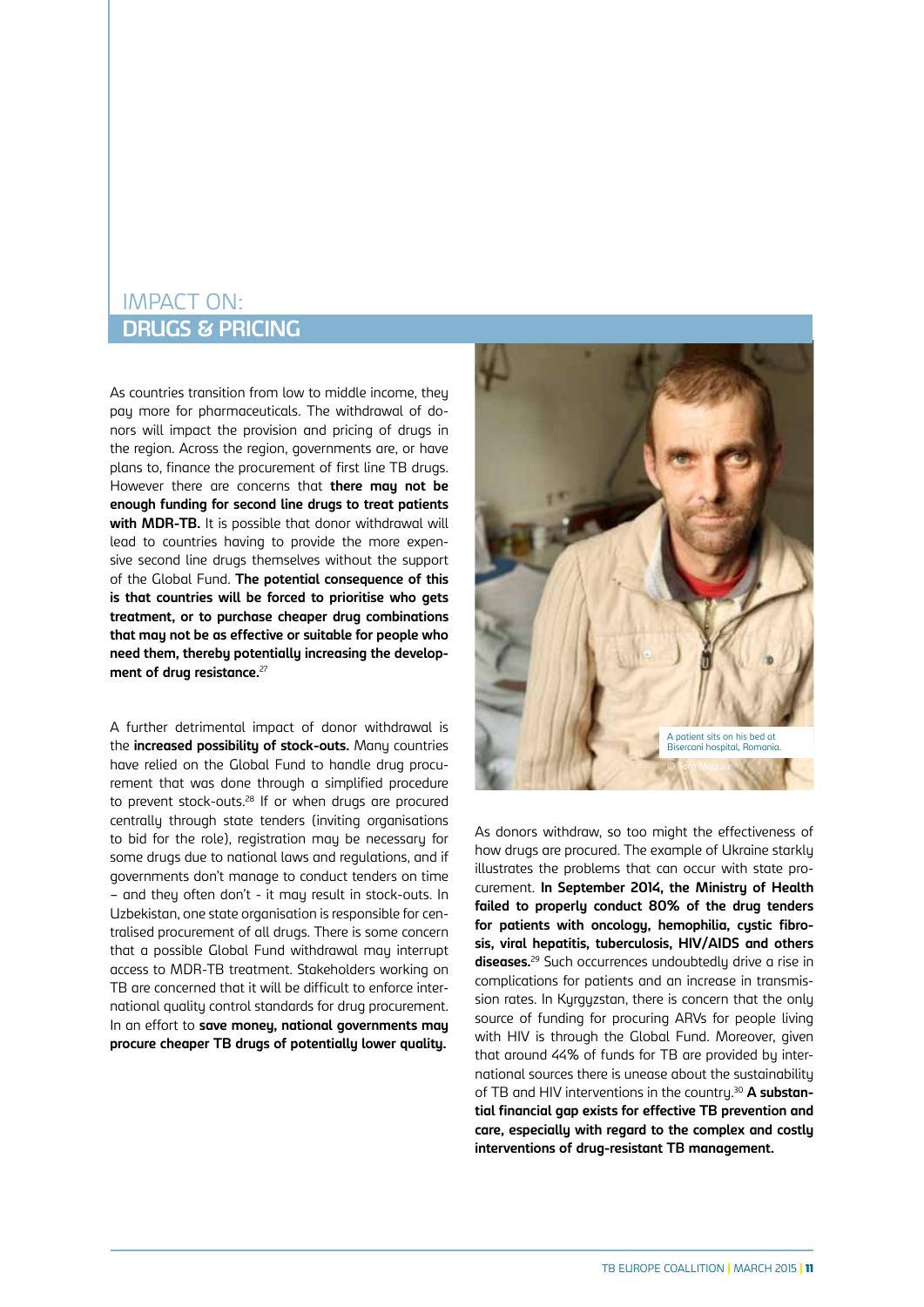## IMPACT ON:
## DRUGS & PRICING

As countries transition from low to middle income, they pay more for pharmaceuticals. The withdrawal of donors will impact the provision and pricing of drugs in the region. Across the region, governments are, or have plans to, finance the procurement of first line TB drugs. However there are concerns that **there may not be enough funding for second line drugs to treat patients with MDR-TB.** It is possible that donor withdrawal will lead to countries having to provide the more expensive second line drugs themselves without the support of the Global Fund. **The potential consequence of this is that countries will be forced to prioritise who gets treatment, or to purchase cheaper drug combinations that may not be as effective or suitable for people who need them, thereby potentially increasing the development of drug resistance.**[27]

A further detrimental impact of donor withdrawal is the **increased possibility of stock-outs.** Many countries have relied on the Global Fund to handle drug procurement that was done through a simplified procedure to prevent stock-outs.[28] If or when drugs are procured centrally through state tenders (inviting organisations to bid for the role), registration may be necessary for some drugs due to national laws and regulations, and if governments don't manage to conduct tenders on time – and they often don't - it may result in stock-outs. In Uzbekistan, one state organisation is responsible for centralised procurement of all drugs. There is some concern that a possible Global Fund withdrawal may interrupt access to MDR-TB treatment. Stakeholders working on TB are concerned that it will be difficult to enforce international quality control standards for drug procurement. In an effort to **save money, national governments may procure cheaper TB drugs of potentially lower quality.**

A patient sits on his bed at Bisercani hospital, Romania.

© Tom Maguire

As donors withdraw, so too might the effectiveness of how drugs are procured. The example of Ukraine starkly illustrates the problems that can occur with state procurement. **In September 2014, the Ministry of Health failed to properly conduct 80% of the drug tenders for patients with oncology, hemophilia, cystic fibrosis, viral hepatitis, tuberculosis, HIV/AIDS and others diseases.**[29] Such occurrences undoubtedly drive a rise in complications for patients and an increase in transmission rates. In Kyrgyzstan, there is concern that the only source of funding for procuring ARVs for people living with HIV is through the Global Fund. Moreover, given that around 44% of funds for TB are provided by international sources there is unease about the sustainability of TB and HIV interventions in the country.[30] **A substantial financial gap exists for effective TB prevention and care, especially with regard to the complex and costly interventions of drug-resistant TB management.**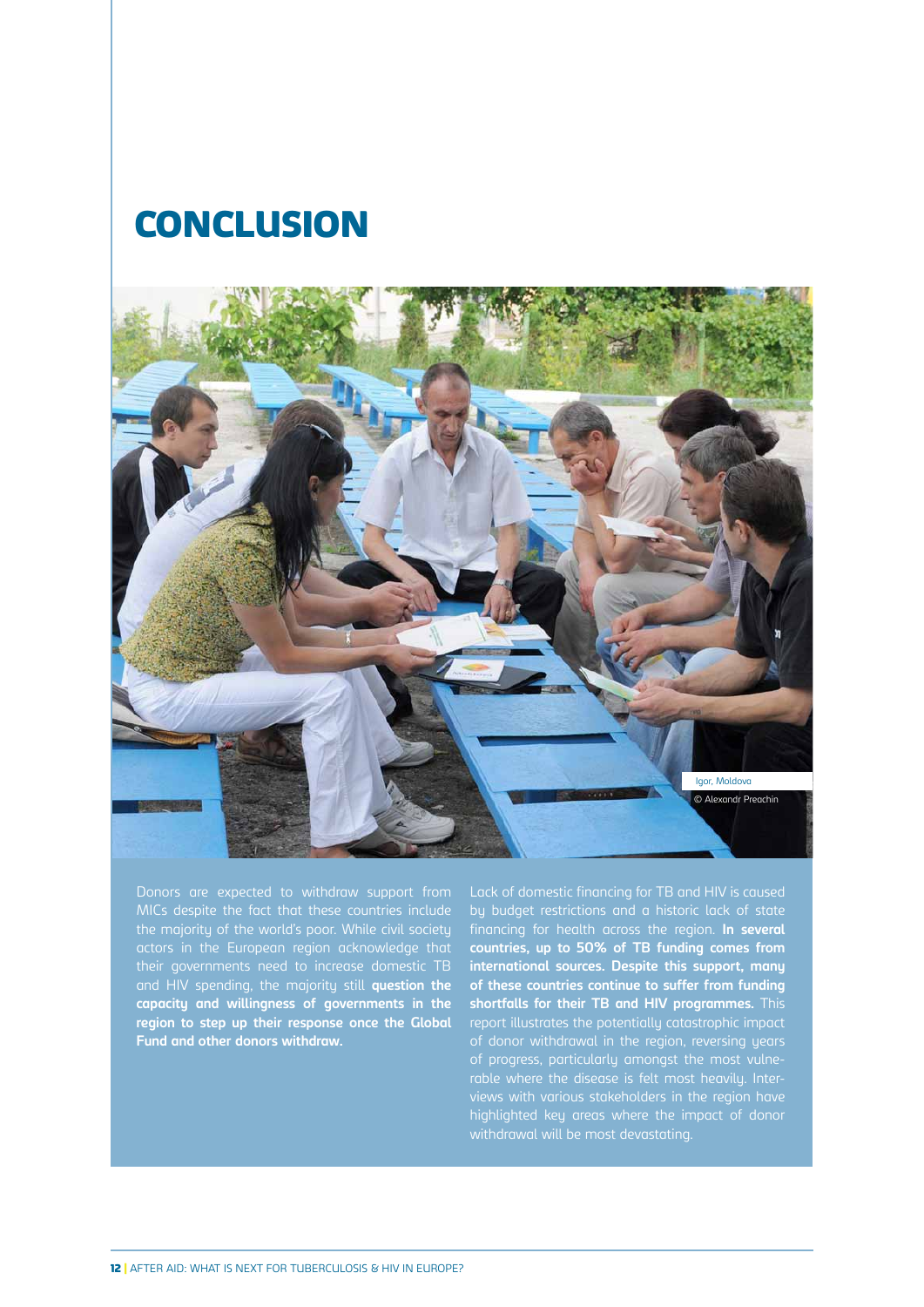# CONCLUSION

Igor, Moldova
© Alexandr Preachin

Donors are expected to withdraw support from MICs despite the fact that these countries include the majority of the world's poor. While civil society actors in the European region acknowledge that their governments need to increase domestic TB and HIV spending, the majority still **question the capacity and willingness of governments in the region to step up their response once the Global Fund and other donors withdraw.**

Lack of domestic financing for TB and HIV is caused by budget restrictions and a historic lack of state financing for health across the region. **In several countries, up to 50% of TB funding comes from international sources. Despite this support, many of these countries continue to suffer from funding shortfalls for their TB and HIV programmes.** This report illustrates the potentially catastrophic impact of donor withdrawal in the region, reversing years of progress, particularly amongst the most vulnerable where the disease is felt most heavily. Interviews with various stakeholders in the region have highlighted key areas where the impact of donor withdrawal will be most devastating.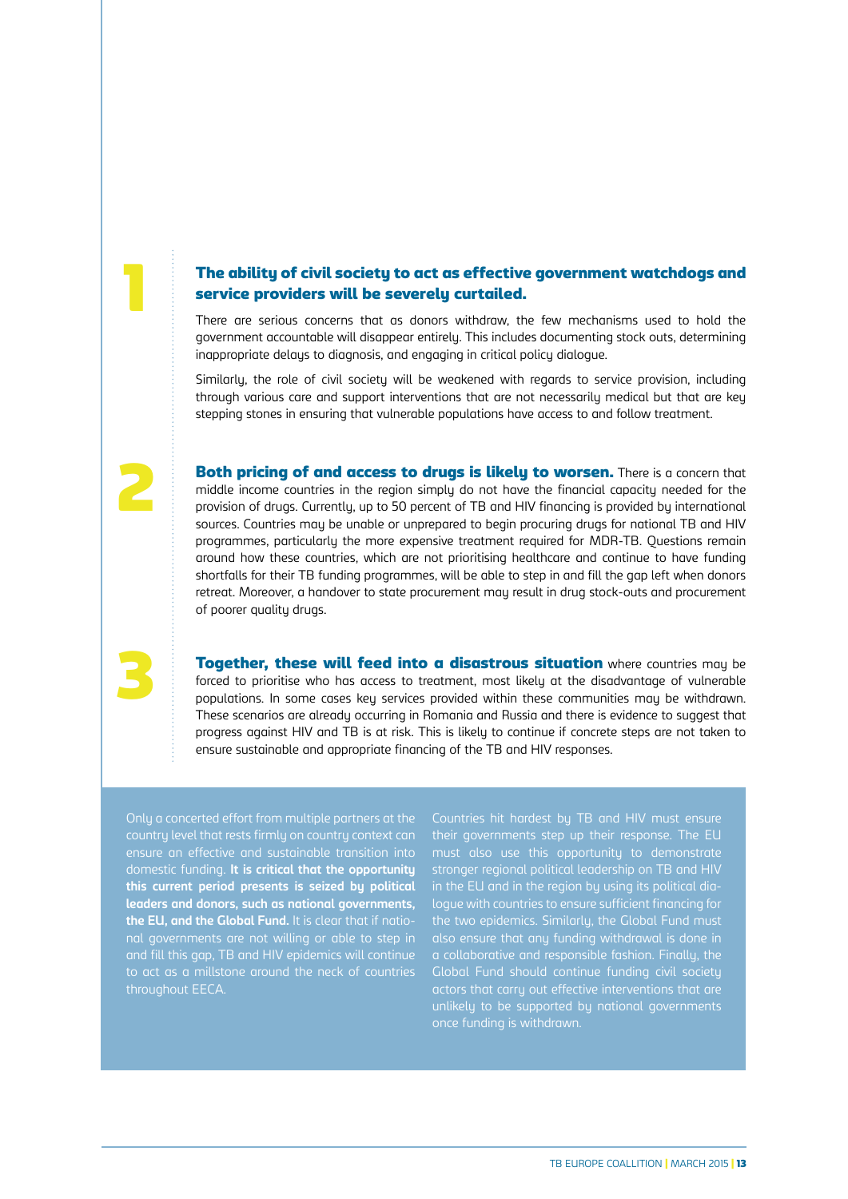**1**

**The ability of civil society to act as effective government watchdogs and service providers will be severely curtailed.**

There are serious concerns that as donors withdraw, the few mechanisms used to hold the government accountable will disappear entirely. This includes documenting stock outs, determining inappropriate delays to diagnosis, and engaging in critical policy dialogue.

Similarly, the role of civil society will be weakened with regards to service provision, including through various care and support interventions that are not necessarily medical but that are key stepping stones in ensuring that vulnerable populations have access to and follow treatment.

**2**

**Both pricing of and access to drugs is likely to worsen.** There is a concern that middle income countries in the region simply do not have the financial capacity needed for the provision of drugs. Currently, up to 50 percent of TB and HIV financing is provided by international sources. Countries may be unable or unprepared to begin procuring drugs for national TB and HIV programmes, particularly the more expensive treatment required for MDR-TB. Questions remain around how these countries, which are not prioritising healthcare and continue to have funding shortfalls for their TB funding programmes, will be able to step in and fill the gap left when donors retreat. Moreover, a handover to state procurement may result in drug stock-outs and procurement of poorer quality drugs.

**3**

**Together, these will feed into a disastrous situation** where countries may be forced to prioritise who has access to treatment, most likely at the disadvantage of vulnerable populations. In some cases key services provided within these communities may be withdrawn. These scenarios are already occurring in Romania and Russia and there is evidence to suggest that progress against HIV and TB is at risk. This is likely to continue if concrete steps are not taken to ensure sustainable and appropriate financing of the TB and HIV responses.

Only a concerted effort from multiple partners at the country level that rests firmly on country context can ensure an effective and sustainable transition into domestic funding. **It is critical that the opportunity this current period presents is seized by political leaders and donors, such as national governments, the EU, and the Global Fund.** It is clear that if national governments are not willing or able to step in and fill this gap, TB and HIV epidemics will continue to act as a millstone around the neck of countries throughout EECA.

Countries hit hardest by TB and HIV must ensure their governments step up their response. The EU must also use this opportunity to demonstrate stronger regional political leadership on TB and HIV in the EU and in the region by using its political dialogue with countries to ensure sufficient financing for the two epidemics. Similarly, the Global Fund must also ensure that any funding withdrawal is done in a collaborative and responsible fashion. Finally, the Global Fund should continue funding civil society actors that carry out effective interventions that are unlikely to be supported by national governments once funding is withdrawn.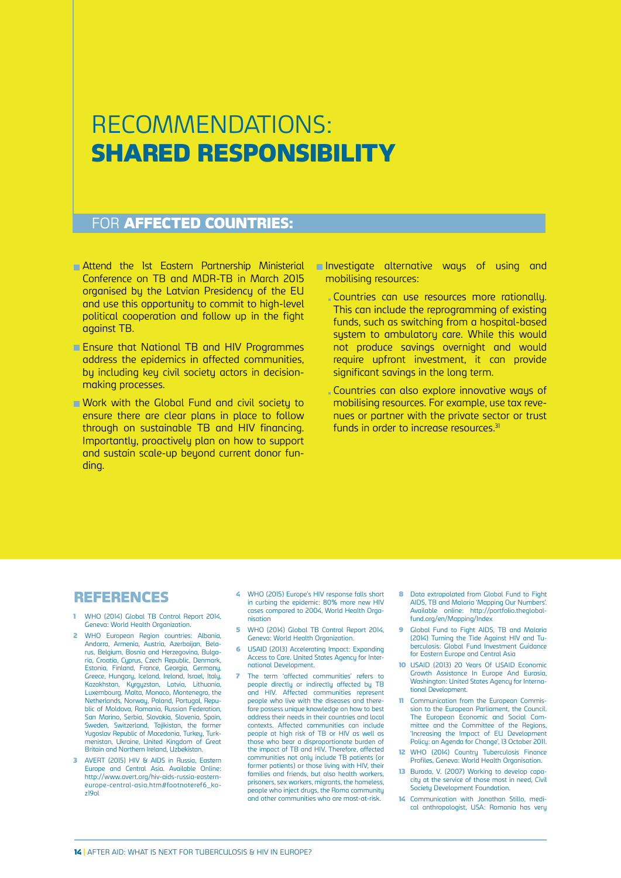# RECOMMENDATIONS: **SHARED RESPONSIBILITY**

## FOR **AFFECTED COUNTRIES:**

- Attend the 1st Eastern Partnership Ministerial Conference on TB and MDR-TB in March 2015 organised by the Latvian Presidency of the EU and use this opportunity to commit to high-level political cooperation and follow up in the fight against TB.
- Ensure that National TB and HIV Programmes address the epidemics in affected communities, by including key civil society actors in decision-making processes.
- Work with the Global Fund and civil society to ensure there are clear plans in place to follow through on sustainable TB and HIV financing. Importantly, proactively plan on how to support and sustain scale-up beyond current donor funding.
- Investigate alternative ways of using and mobilising resources:
  - Countries can use resources more rationally. This can include the reprogramming of existing funds, such as switching from a hospital-based system to ambulatory care. While this would not produce savings overnight and would require upfront investment, it can provide significant savings in the long term.
  - Countries can also explore innovative ways of mobilising resources. For example, use tax revenues or partner with the private sector or trust funds in order to increase resources.[31]

## REFERENCES

1. WHO (2014) Global TB Control Report 2014, Geneva: World Health Organization.
2. WHO European Region countries: Albania, Andorra, Armenia, Austria, Azerbaijan, Belarus, Belgium, Bosnia and Herzegovina, Bulgaria, Croatia, Cyprus, Czech Republic, Denmark, Estonia, Finland, France, Georgia, Germany, Greece, Hungary, Iceland, Ireland, Israel, Italy, Kazakhstan, Kyrgyzstan, Latvia, Lithuania, Luxembourg, Malta, Monaco, Montenegro, the Netherlands, Norway, Poland, Portugal, Republic of Moldova, Romania, Russian Federation, San Marino, Serbia, Slovakia, Slovenia, Spain, Sweden, Switzerland, Tajikistan, the former Yugoslav Republic of Macedonia, Turkey, Turkmenistan, Ukraine, United Kingdom of Great Britain and Northern Ireland, Uzbekistan.
3. AVERT (2015) HIV & AIDS in Russia, Eastern Europe and Central Asia. Available Online: http://www.avert.org/hiv-aids-russia-eastern-europe-central-asia.htm#footnoteref6_kozl9ol
4. WHO (2015) Europe's HIV response falls short in curbing the epidemic: 80% more new HIV cases compared to 2004, World Health Organisation
5. WHO (2014) Global TB Control Report 2014, Geneva: World Health Organization.
6. USAID (2013) Accelerating Impact: Expanding Access to Care. United States Agency for International Development.
7. The term 'affected communities' refers to people directly or indirectly affected by TB and HIV. Affected communities represent people who live with the diseases and therefore possess unique knowledge on how to best address their needs in their countries and local contexts. Affected communities can include people at high risk of TB or HIV as well as those who bear a disproportionate burden of the impact of TB and HIV. Therefore, affected communities not only include TB patients (or former patients) or those living with HIV, their families and friends, but also health workers, prisoners, sex workers, migrants, the homeless, people who inject drugs, the Roma community and other communities who are most-at-risk.
8. Data extrapolated from Global Fund to Fight AIDS, TB and Malaria 'Mapping Our Numbers'. Available online: http://portfolio.theglobalfund.org/en/Mapping/Index
9. Global Fund to Fight AIDS, TB and Malaria (2014) Turning the Tide Against HIV and Tuberculosis: Global Fund Investment Guidance for Eastern Europe and Central Asia
10. USAID (2013) 20 Years Of USAID Economic Growth Assistance In Europe And Eurasia, Washington: United States Agency for International Development.
11. Communication from the European Commission to the European Parliament, the Council. The European Economic and Social Committee and the Committee of the Regions, 'Increasing the Impact of EU Development Policy: an Agenda for Change', 13 October 2011.
12. WHO (2014) Country Tuberculosis Finance Profiles, Geneva: World Health Organisation.
13. Burada, V. (2007) Working to develop capacity at the service of those most in need, Civil Society Development Foundation.
14. Communication with Jonathan Stillo, medical anthropologist, USA: Romania has very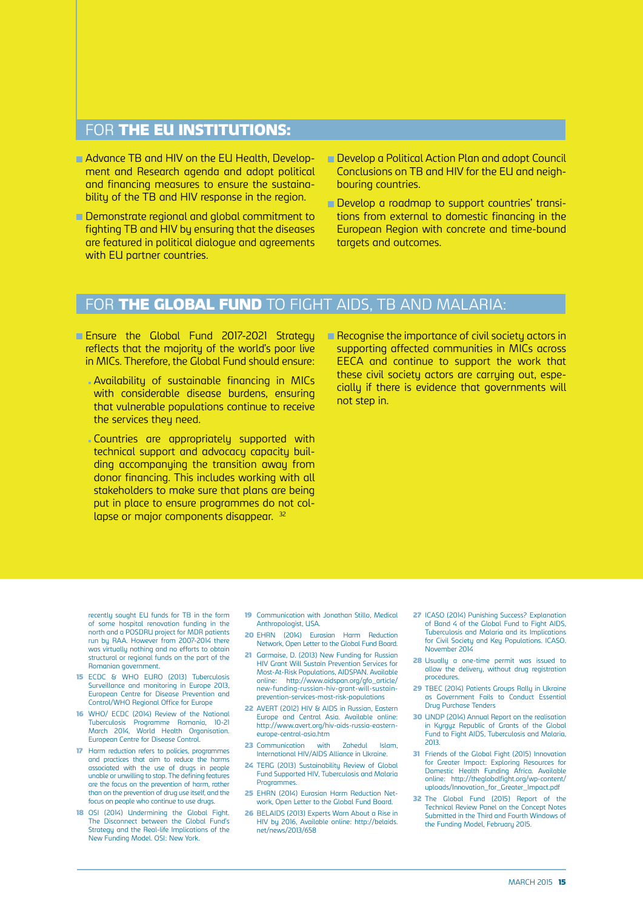## FOR **THE EU INSTITUTIONS:**

- Advance TB and HIV on the EU Health, Development and Research agenda and adopt political and financing measures to ensure the sustainability of the TB and HIV response in the region.
- Demonstrate regional and global commitment to fighting TB and HIV by ensuring that the diseases are featured in political dialogue and agreements with EU partner countries.
- Develop a Political Action Plan and adopt Council Conclusions on TB and HIV for the EU and neighbouring countries.
- Develop a roadmap to support countries' transitions from external to domestic financing in the European Region with concrete and time-bound targets and outcomes.

## FOR **THE GLOBAL FUND** TO FIGHT AIDS, TB AND MALARIA:

- Ensure the Global Fund 2017-2021 Strategy reflects that the majority of the world's poor live in MICs. Therefore, the Global Fund should ensure:
  - Availability of sustainable financing in MICs with considerable disease burdens, ensuring that vulnerable populations continue to receive the services they need.
  - Countries are appropriately supported with technical support and advocacy capacity building accompanying the transition away from donor financing. This includes working with all stakeholders to make sure that plans are being put in place to ensure programmes do not collapse or major components disappear. [32]
- Recognise the importance of civil society actors in supporting affected communities in MICs across EECA and continue to support the work that these civil society actors are carrying out, especially if there is evidence that governments will not step in.

---

recently sought EU funds for TB in the form of some hospital renovation funding in the north and a POSDRU project for MDR patients run by RAA. However from 2007-2014 there was virtually nothing and no efforts to obtain structural or regional funds on the part of the Romanian government.

15 ECDC & WHO EURO (2013) Tuberculosis Surveillance and monitoring in Europe 2013, European Centre for Disease Prevention and Control/WHO Regional Office for Europe

16 WHO/ ECDC (2014) Review of the National Tuberculosis Programme Romania, 10-21 March 2014, World Health Organisation. European Centre for Disease Control.

17 Harm reduction refers to policies, programmes and practices that aim to reduce the harms associated with the use of drugs in people unable or unwilling to stop. The defining features are the focus on the prevention of harm, rather than on the prevention of drug use itself, and the focus on people who continue to use drugs.

18 OSI (2014) Undermining the Global Fight. The Disconnect between the Global Fund's Strategy and the Real-life Implications of the New Funding Model. OSI: New York.

19 Communication with Jonathan Stillo, Medical Anthropologist, USA.

20 EHRN (2014) Eurasian Harm Reduction Network, Open Letter to the Global Fund Board.

21 Garmaise, D. (2013) New Funding for Russian HIV Grant Will Sustain Prevention Services for Most-At-Risk Populations, AIDSPAN. Available online: http://www.aidspan.org/gfo_article/new-funding-russian-hiv-grant-will-sustain-prevention-services-most-risk-populations

22 AVERT (2012) HIV & AIDS in Russian, Eastern Europe and Central Asia. Available online: http://www.avert.org/hiv-aids-russia-eastern-europe-central-asia.htm

23 Communication with Zahedul Islam, International HIV/AIDS Alliance in Ukraine.

24 TERG (2013) Sustainability Review of Global Fund Supported HIV, Tuberculosis and Malaria Programmes.

25 EHRN (2014) Eurasian Harm Reduction Network, Open Letter to the Global Fund Board.

26 BELAIDS (2013) Experts Warn About a Rise in HIV by 2016, Available online: http://belaids.net/news/2013/658

27 ICASO (2014) Punishing Success? Explanation of Band 4 of the Global Fund to Fight AIDS, Tuberculosis and Malaria and its Implications for Civil Society and Key Populations. ICASO. November 2014

28 Usually a one-time permit was issued to allow the delivery, without drug registration procedures.

29 TBEC (2014) Patients Groups Rally in Ukraine as Government Fails to Conduct Essential Drug Purchase Tenders

30 UNDP (2014) Annual Report on the realisation in Kyrgyz Republic of Grants of the Global Fund to Fight AIDS, Tuberculosis and Malaria, 2013.

31 Friends of the Global Fight (2015) Innovation for Greater Impact: Exploring Resources for Domestic Health Funding Africa. Available online: http://theglobalfight.org/wp-content/uploads/Innovation_for_Greater_Impact.pdf

32 The Global Fund (2015) Report of the Technical Review Panel on the Concept Notes Submitted in the Third and Fourth Windows of the Funding Model, February 2015.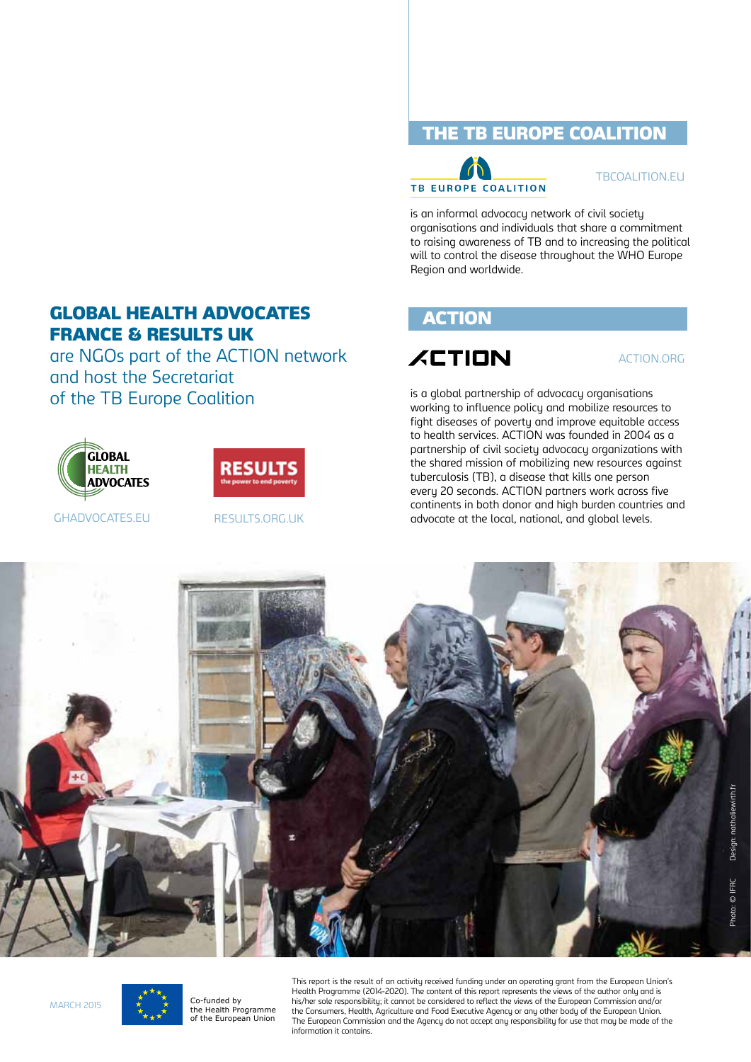## GLOBAL HEALTH ADVOCATES FRANCE & RESULTS UK

are NGOs part of the ACTION network and host the Secretariat of the TB Europe Coalition

GLOBAL HEALTH ADVOCATES

GHADVOCATES.EU

RESULTS the power to end poverty

RESULTS.ORG.UK

## THE TB EUROPE COALITION

TB EUROPE COALITION

TBCOALITION.EU

is an informal advocacy network of civil society organisations and individuals that share a commitment to raising awareness of TB and to increasing the political will to control the disease throughout the WHO Europe Region and worldwide.

## ACTION

ACTION

ACTION.ORG

is a global partnership of advocacy organisations working to influence policy and mobilize resources to fight diseases of poverty and improve equitable access to health services. ACTION was founded in 2004 as a partnership of civil society advocacy organizations with the shared mission of mobilizing new resources against tuberculosis (TB), a disease that kills one person every 20 seconds. ACTION partners work across five continents in both donor and high burden countries and advocate at the local, national, and global levels.

Photo: © IFRC     Design: nathaliewirth.fr

MARCH 2015

Co-funded by the Health Programme of the European Union

This report is the result of an activity received funding under an operating grant from the European Union's Health Programme (2014-2020). The content of this report represents the views of the author only and is his/her sole responsibility; it cannot be considered to reflect the views of the European Commission and/or the Consumers, Health, Agriculture and Food Executive Agency or any other body of the European Union. The European Commission and the Agency do not accept any responsibility for use that may be made of the information it contains.